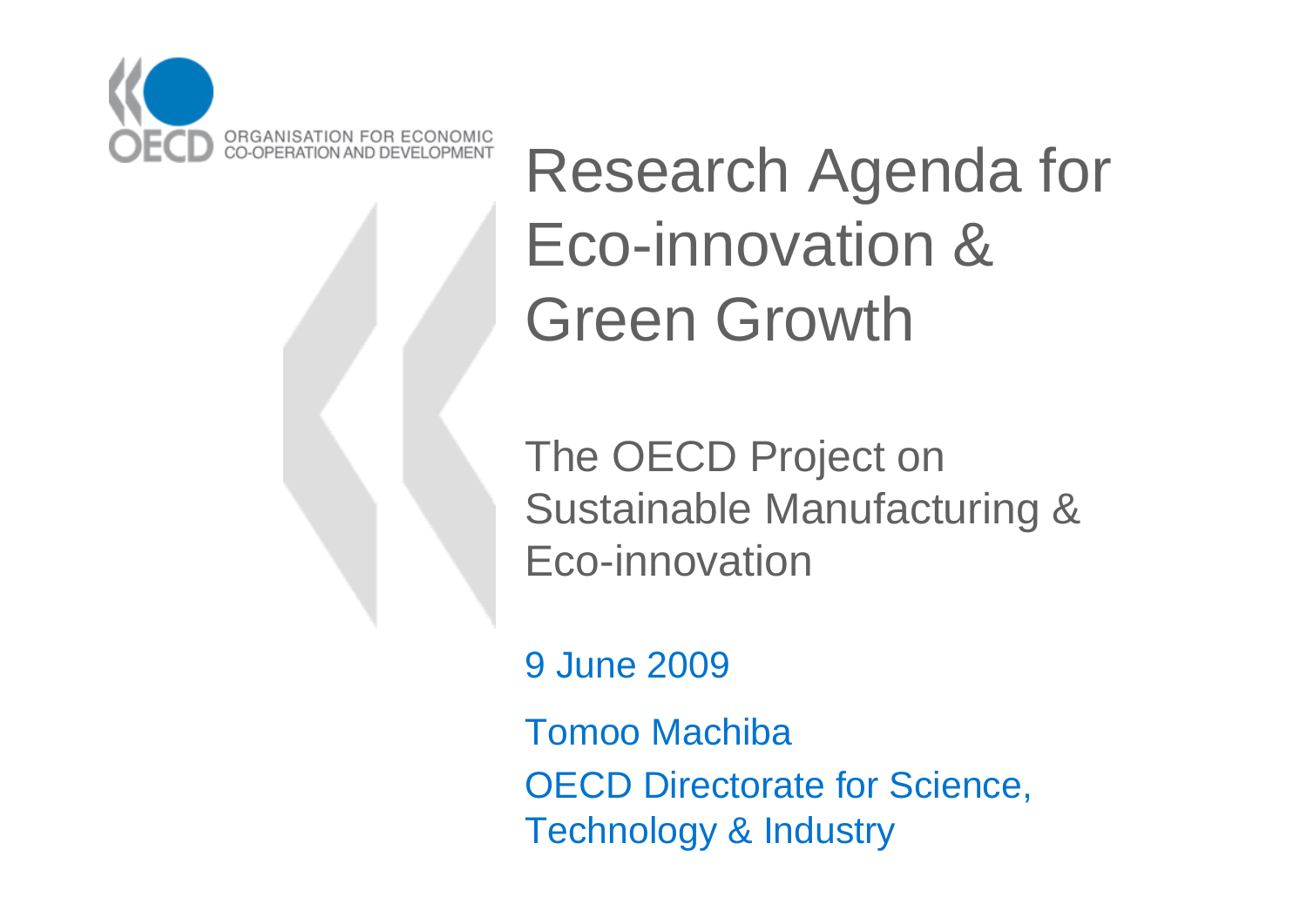ORGANISATION FOR ECONOMIC CO-OPERATION AND DEVELOPMENT

# Research Agenda for Eco-innovation & Green Growth

## The OECD Project on Sustainable Manufacturing & Eco-innovation

9 June 2009

Tomoo Machiba

OECD Directorate for Science, Technology & Industry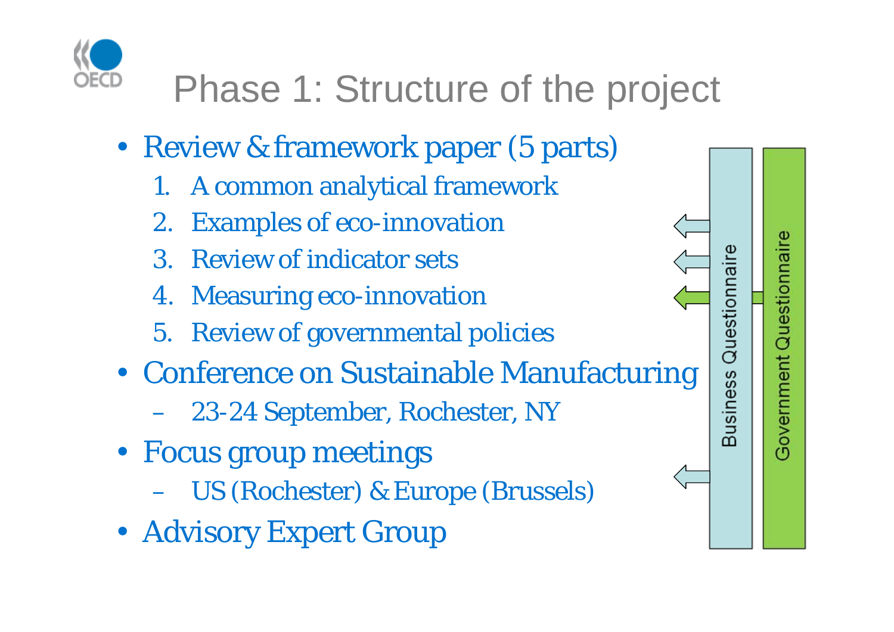# Phase 1: Structure of the project

- Review & framework paper (5 parts)
  1. A common analytical framework
  2. Examples of eco-innovation
  3. Review of indicator sets
  4. Measuring eco-innovation
  5. Review of governmental policies
- Conference on Sustainable Manufacturing
  - 23-24 September, Rochester, NY
- Focus group meetings
  - US (Rochester) & Europe (Brussels)
- Advisory Expert Group

Business Questionnaire

Government Questionnaire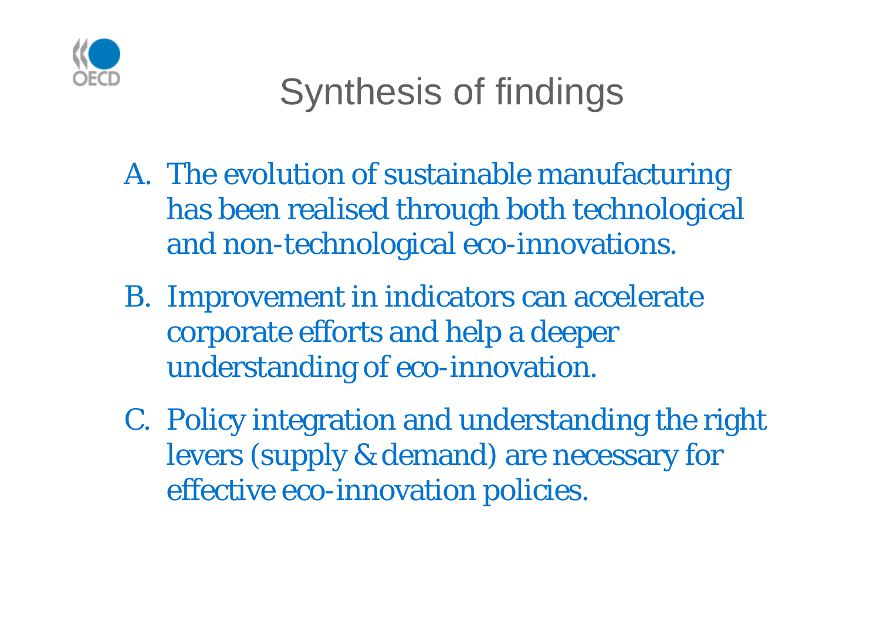# Synthesis of findings

A. The evolution of sustainable manufacturing has been realised through both technological and non-technological eco-innovations.

B. Improvement in indicators can accelerate corporate efforts and help a deeper understanding of eco-innovation.

C. Policy integration and understanding the right levers (supply & demand) are necessary for effective eco-innovation policies.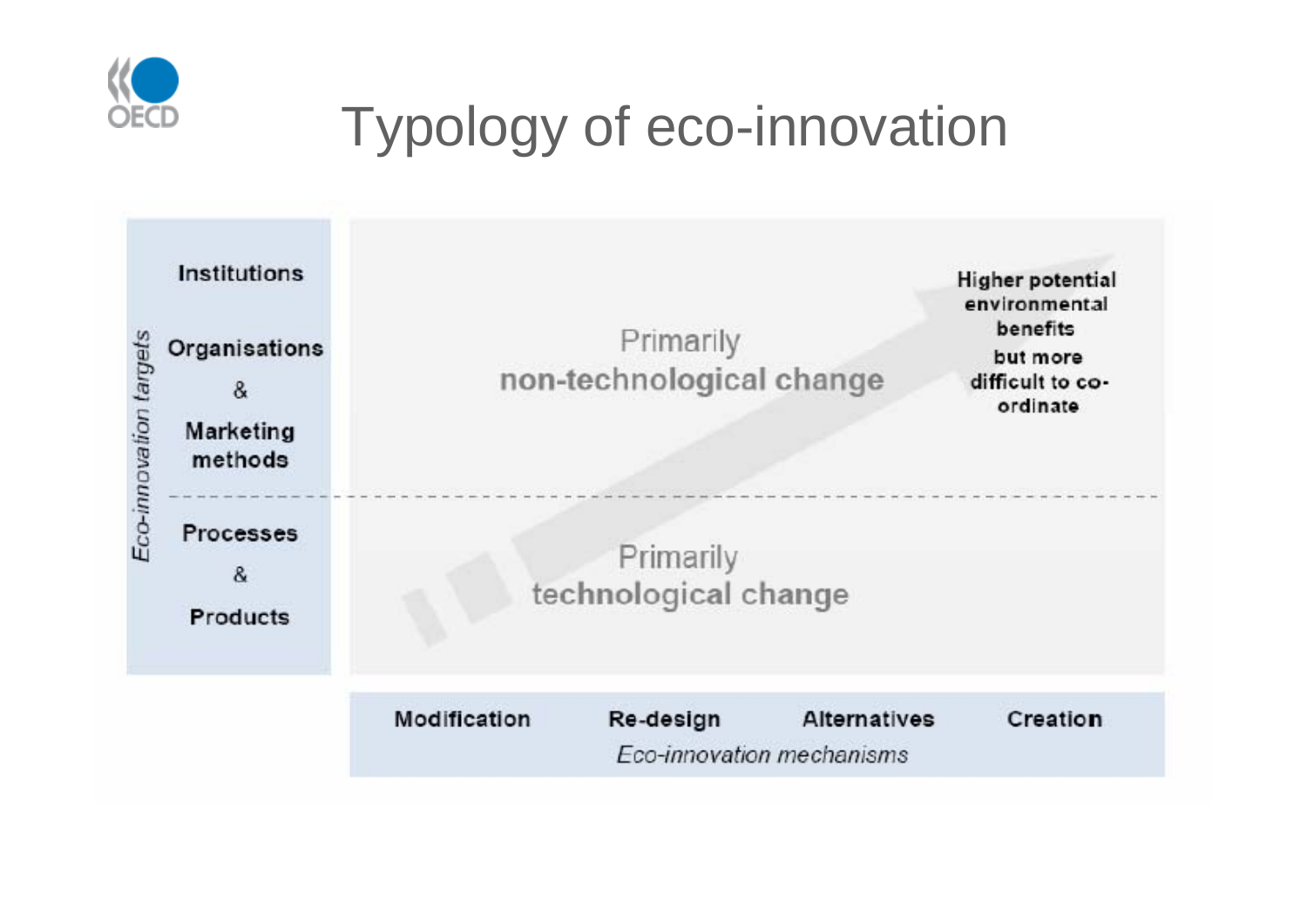# Typology of eco-innovation

*Eco-innovation targets*

- Institutions
- Organisations & Marketing methods
- Processes & Products

Primarily non-technological change

Primarily technological change

Higher potential environmental benefits but more difficult to co-ordinate

Modification | Re-design | Alternatives | Creation

*Eco-innovation mechanisms*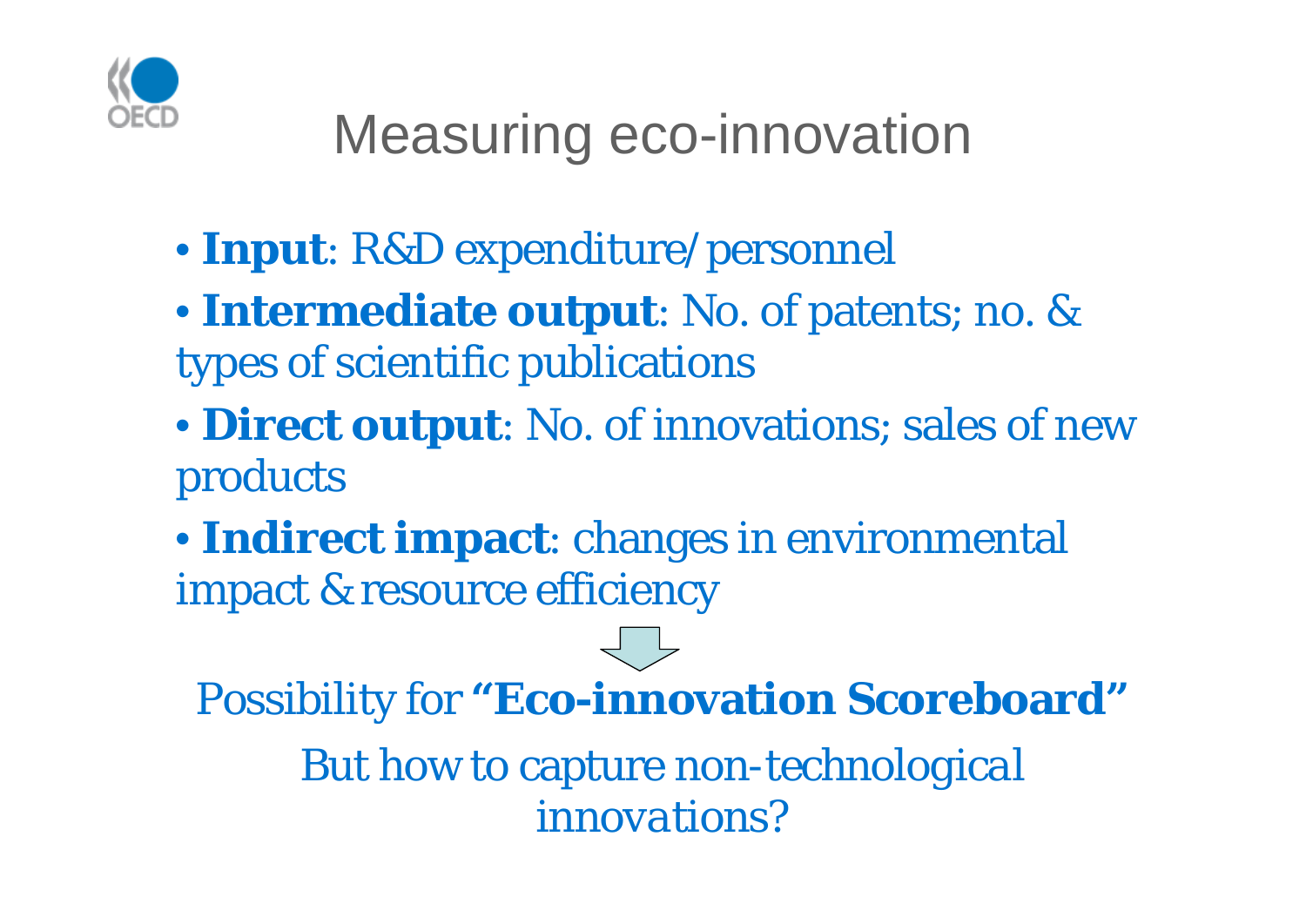# Measuring eco-innovation

- **Input**: R&D expenditure/personnel
- **Intermediate output**: No. of patents; no. & types of scientific publications
- **Direct output**: No. of innovations; sales of new products
- **Indirect impact**: changes in environmental impact & resource efficiency

Possibility for **“Eco-innovation Scoreboard”**

*But how to capture non-technological innovations?*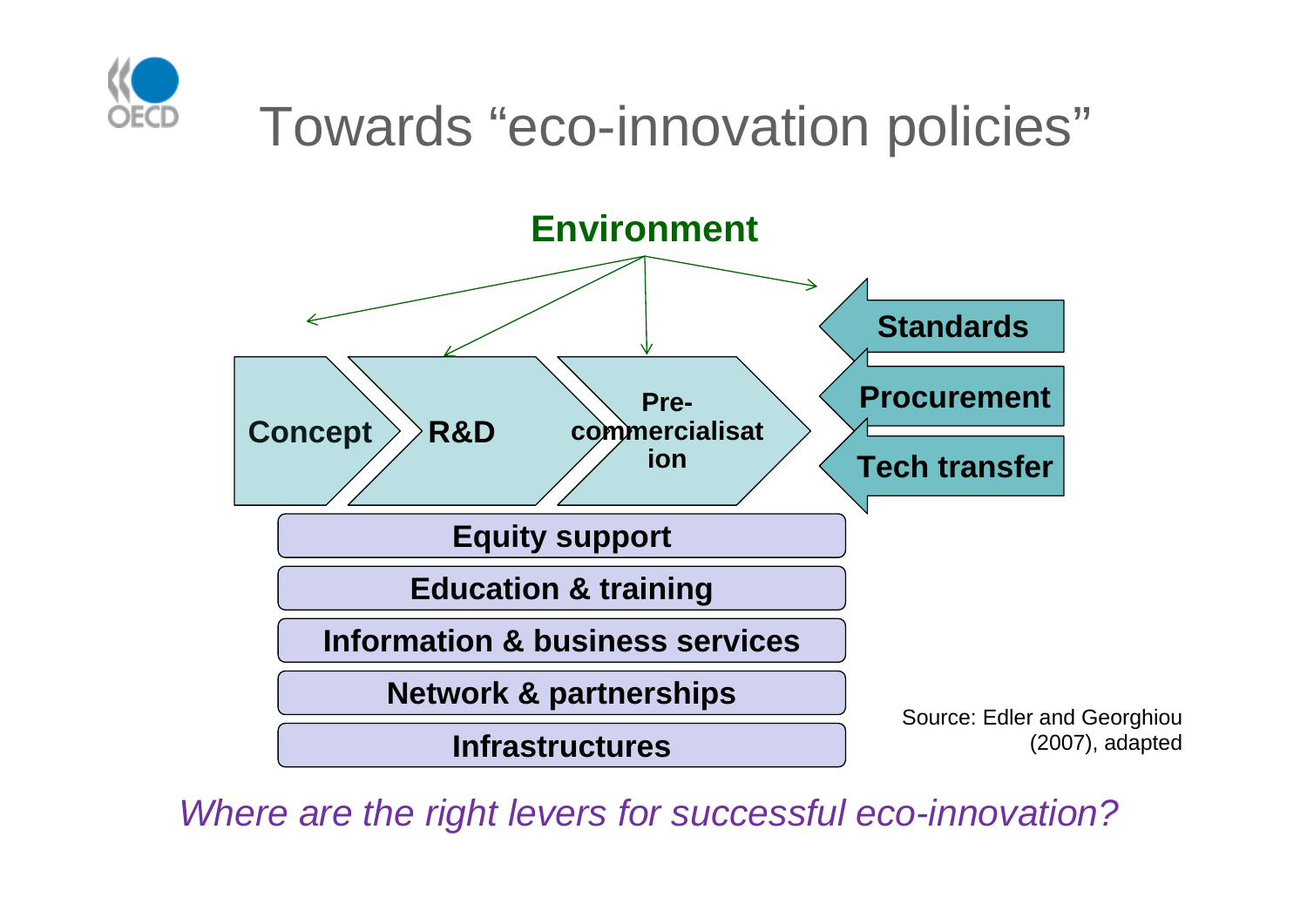# Towards "eco-innovation policies"

**Environment**

**Concept** → **R&D** → **Pre-commercialisation**

**Standards**

**Procurement**

**Tech transfer**

**Equity support**

**Education & training**

**Information & business services**

**Network & partnerships**

**Infrastructures**

Source: Edler and Georghiou (2007), adapted

*Where are the right levers for successful eco-innovation?*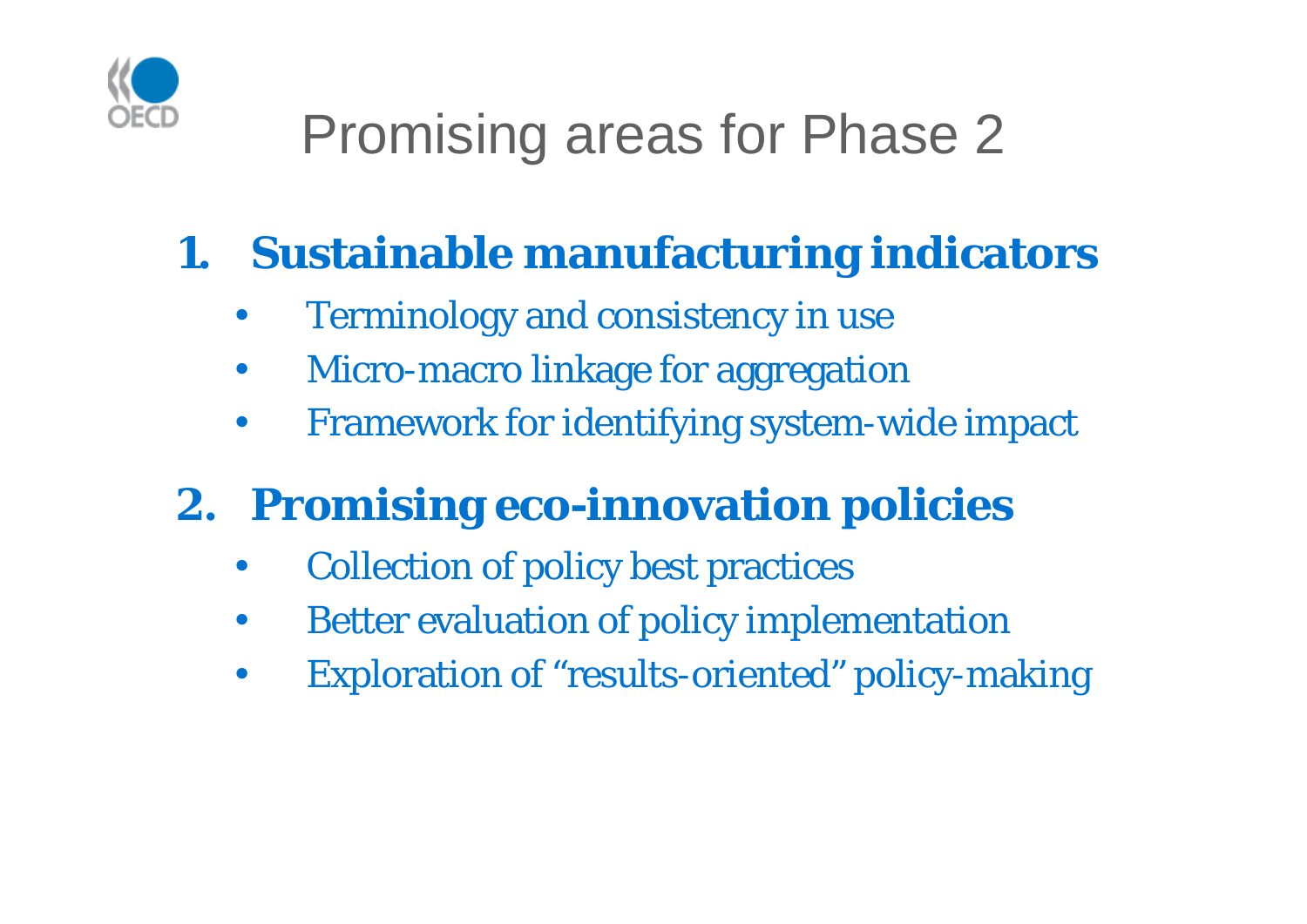# Promising areas for Phase 2

1. **Sustainable manufacturing indicators**
   - Terminology and consistency in use
   - Micro-macro linkage for aggregation
   - Framework for identifying system-wide impact
2. **Promising eco-innovation policies**
   - Collection of policy best practices
   - Better evaluation of policy implementation
   - Exploration of “results-oriented” policy-making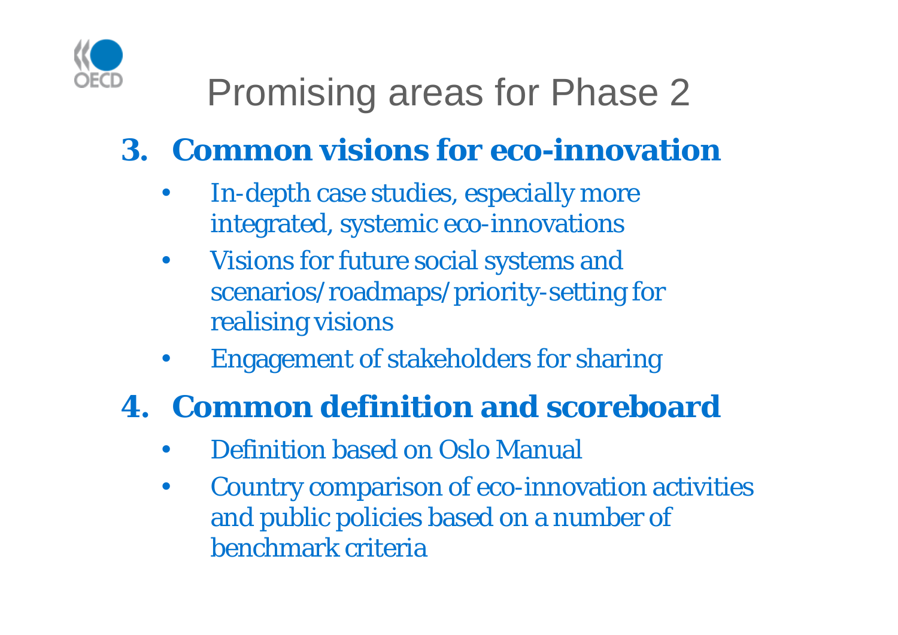# Promising areas for Phase 2

## 3. Common visions for eco-innovation

- In-depth case studies, especially more integrated, systemic eco-innovations
- Visions for future social systems and scenarios/roadmaps/priority-setting for realising visions
- Engagement of stakeholders for sharing

## 4. Common definition and scoreboard

- Definition based on Oslo Manual
- Country comparison of eco-innovation activities and public policies based on a number of benchmark criteria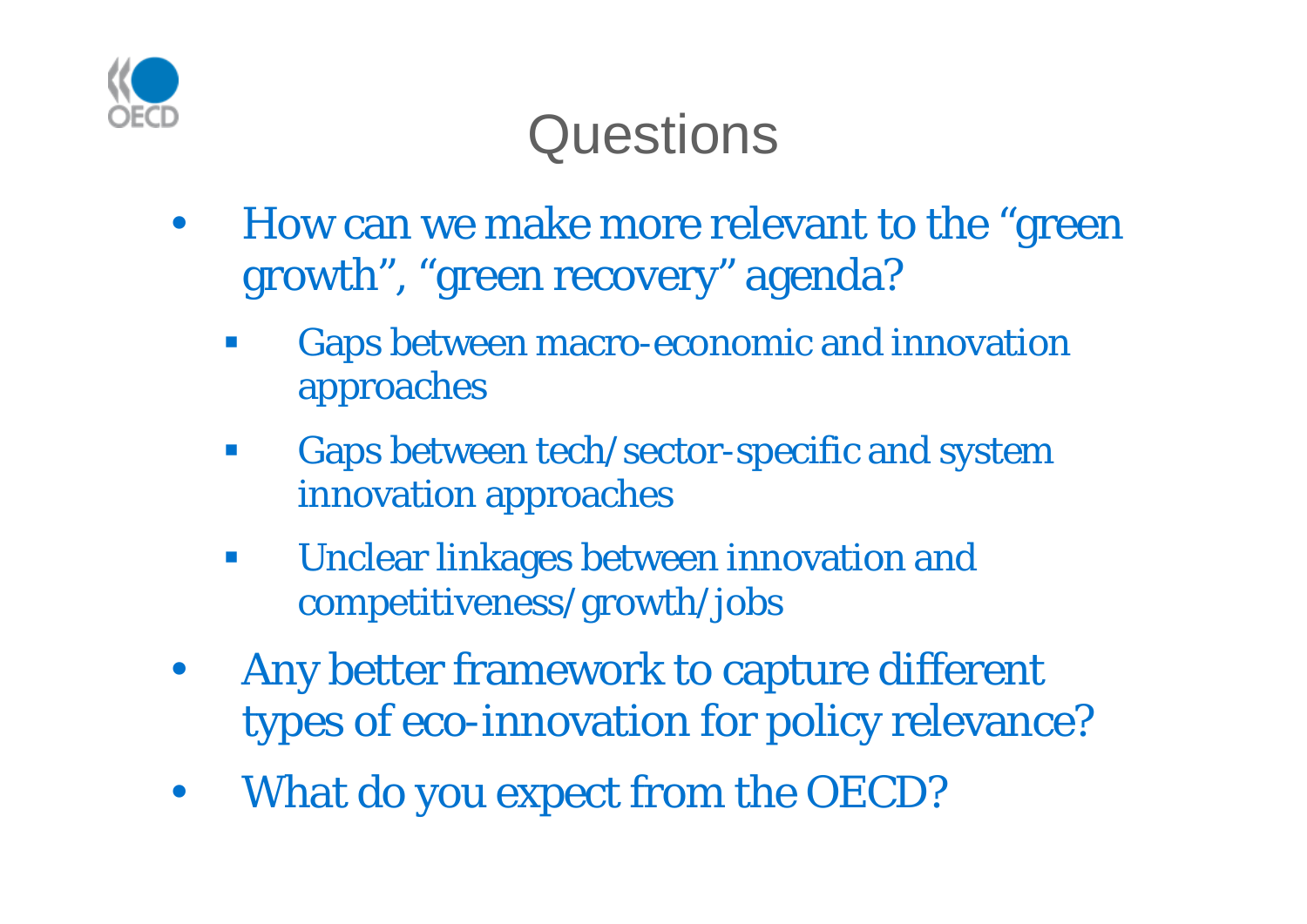# Questions

- How can we make more relevant to the “green growth”, “green recovery” agenda?
  - Gaps between macro-economic and innovation approaches
  - Gaps between tech/sector-specific and system innovation approaches
  - Unclear linkages between innovation and competitiveness/growth/jobs
- Any better framework to capture different types of eco-innovation for policy relevance?
- What do you expect from the OECD?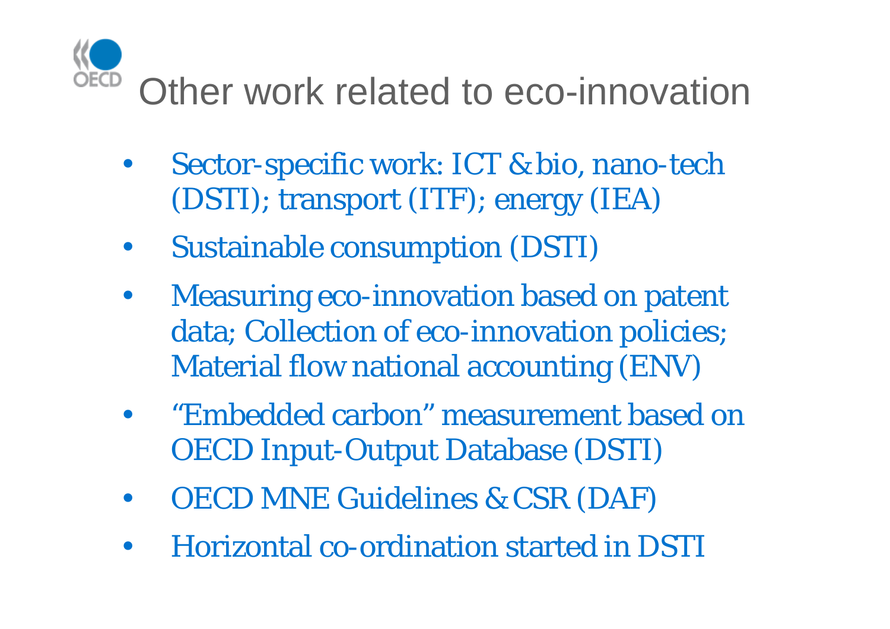# Other work related to eco-innovation

- Sector-specific work: ICT & bio, nano-tech (DSTI); transport (ITF); energy (IEA)
- Sustainable consumption (DSTI)
- Measuring eco-innovation based on patent data; Collection of eco-innovation policies; Material flow national accounting (ENV)
- "Embedded carbon" measurement based on OECD Input-Output Database (DSTI)
- OECD MNE Guidelines & CSR (DAF)
- Horizontal co-ordination started in DSTI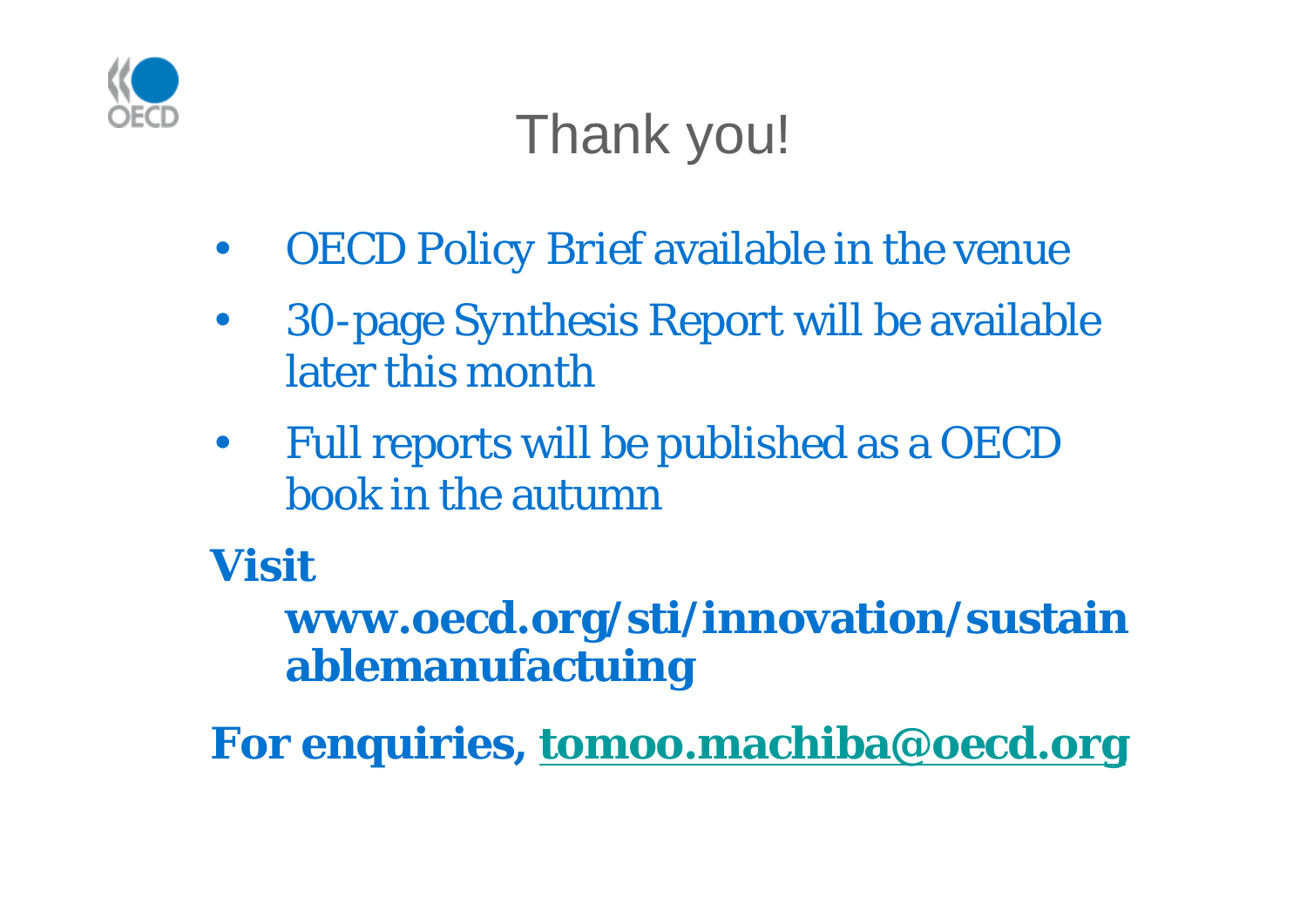# Thank you!

- OECD Policy Brief available in the venue
- 30-page Synthesis Report will be available later this month
- Full reports will be published as a OECD book in the autumn

**Visit www.oecd.org/sti/innovation/sustainablemanufactuing**

**For enquiries, tomoo.machiba@oecd.org**